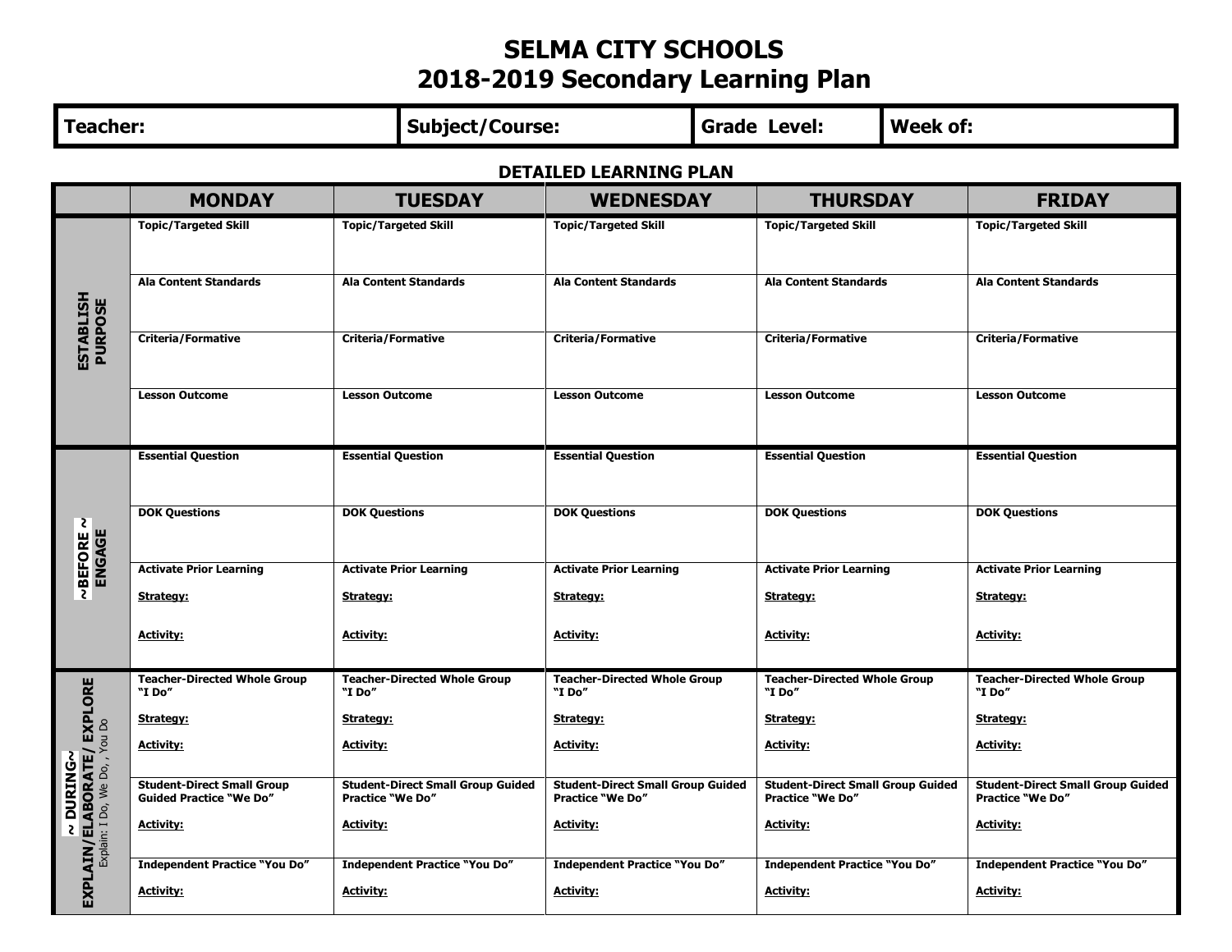# SELMA CITY SCHOOLS
## 2018-2019 Secondary Learning Plan

| Teacher: | Subject/Course: | Grade Level: | Week of: |
|---|---|---|---|

### DETAILED LEARNING PLAN

| | MONDAY | TUESDAY | WEDNESDAY | THURSDAY | FRIDAY |
|---|---|---|---|---|---|
| **ESTABLISH PURPOSE** | **Topic/Targeted Skill** | **Topic/Targeted Skill** | **Topic/Targeted Skill** | **Topic/Targeted Skill** | **Topic/Targeted Skill** |
| | **Ala Content Standards** | **Ala Content Standards** | **Ala Content Standards** | **Ala Content Standards** | **Ala Content Standards** |
| | **Criteria/Formative** | **Criteria/Formative** | **Criteria/Formative** | **Criteria/Formative** | **Criteria/Formative** |
| | **Lesson Outcome** | **Lesson Outcome** | **Lesson Outcome** | **Lesson Outcome** | **Lesson Outcome** |
| **~BEFORE ~ ENGAGE** | **Essential Question** | **Essential Question** | **Essential Question** | **Essential Question** | **Essential Question** |
| | **DOK Questions** | **DOK Questions** | **DOK Questions** | **DOK Questions** | **DOK Questions** |
| | **Activate Prior Learning**<br>**Strategy:**<br>**Activity:** | **Activate Prior Learning**<br>**Strategy:**<br>**Activity:** | **Activate Prior Learning**<br>**Strategy:**<br>**Activity:** | **Activate Prior Learning**<br>**Strategy:**<br>**Activity:** | **Activate Prior Learning**<br>**Strategy:**<br>**Activity:** |
| **~ DURING~ EXPLAIN/ELABORATE/ EXPLORE**<br>Explain: I Do, We Do, , You Do | **Teacher-Directed Whole Group "I Do"**<br>**Strategy:**<br>**Activity:** | **Teacher-Directed Whole Group "I Do"**<br>**Strategy:**<br>**Activity:** | **Teacher-Directed Whole Group "I Do"**<br>**Strategy:**<br>**Activity:** | **Teacher-Directed Whole Group "I Do"**<br>**Strategy:**<br>**Activity:** | **Teacher-Directed Whole Group "I Do"**<br>**Strategy:**<br>**Activity:** |
| | **Student-Direct Small Group Guided Practice "We Do"**<br>**Activity:** | **Student-Direct Small Group Guided Practice "We Do"**<br>**Activity:** | **Student-Direct Small Group Guided Practice "We Do"**<br>**Activity:** | **Student-Direct Small Group Guided Practice "We Do"**<br>**Activity:** | **Student-Direct Small Group Guided Practice "We Do"**<br>**Activity:** |
| | **Independent Practice "You Do"**<br>**Activity:** | **Independent Practice "You Do"**<br>**Activity:** | **Independent Practice "You Do"**<br>**Activity:** | **Independent Practice "You Do"**<br>**Activity:** | **Independent Practice "You Do"**<br>**Activity:** |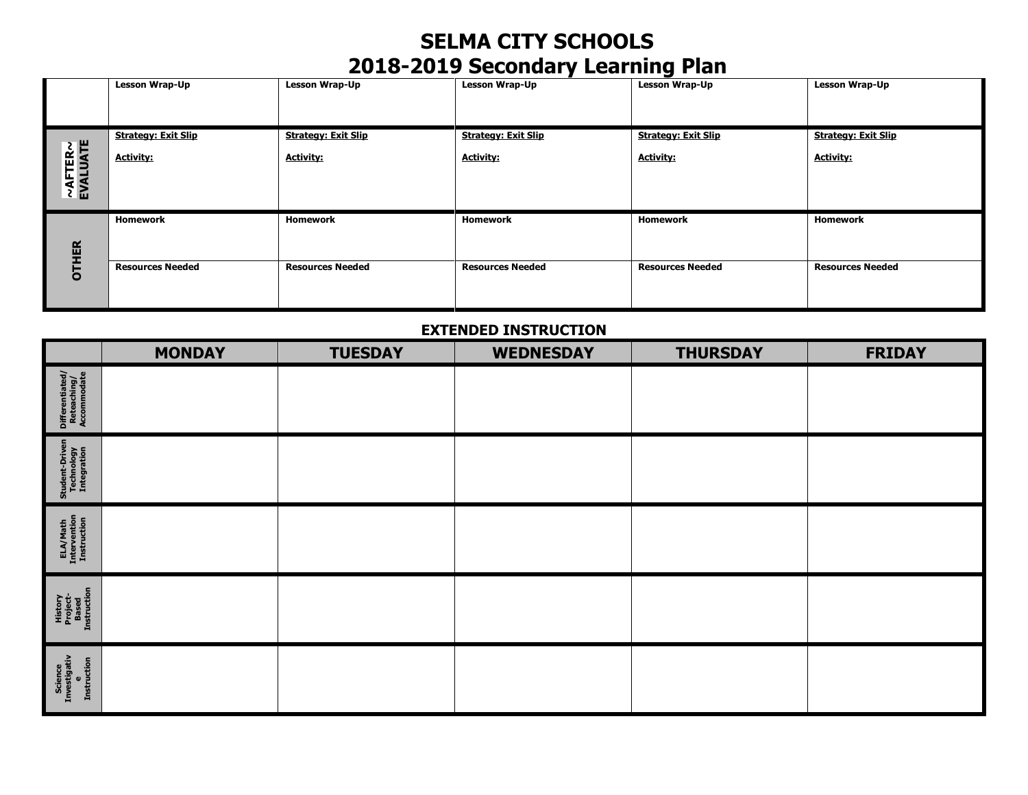# SELMA CITY SCHOOLS
# 2018-2019 Secondary Learning Plan

| | | | | | |
|---|---|---|---|---|---|
| | **Lesson Wrap-Up** | **Lesson Wrap-Up** | **Lesson Wrap-Up** | **Lesson Wrap-Up** | **Lesson Wrap-Up** |
| **~AFTER~ EVALUATE** | **Strategy: Exit Slip**<br><br>**Activity:** | **Strategy: Exit Slip**<br><br>**Activity:** | **Strategy: Exit Slip**<br><br>**Activity:** | **Strategy: Exit Slip**<br><br>**Activity:** | **Strategy: Exit Slip**<br><br>**Activity:** |
| **OTHER** | **Homework** | **Homework** | **Homework** | **Homework** | **Homework** |
| | **Resources Needed** | **Resources Needed** | **Resources Needed** | **Resources Needed** | **Resources Needed** |

## EXTENDED INSTRUCTION

| | MONDAY | TUESDAY | WEDNESDAY | THURSDAY | FRIDAY |
|---|---|---|---|---|---|
| **Differentiated/ Reteaching/ Accommodate** | | | | | |
| **Student-Driven Technology Integration** | | | | | |
| **ELA/Math Intervention Instruction** | | | | | |
| **History Project-Based Instruction** | | | | | |
| **Science Investigative Instruction** | | | | | |